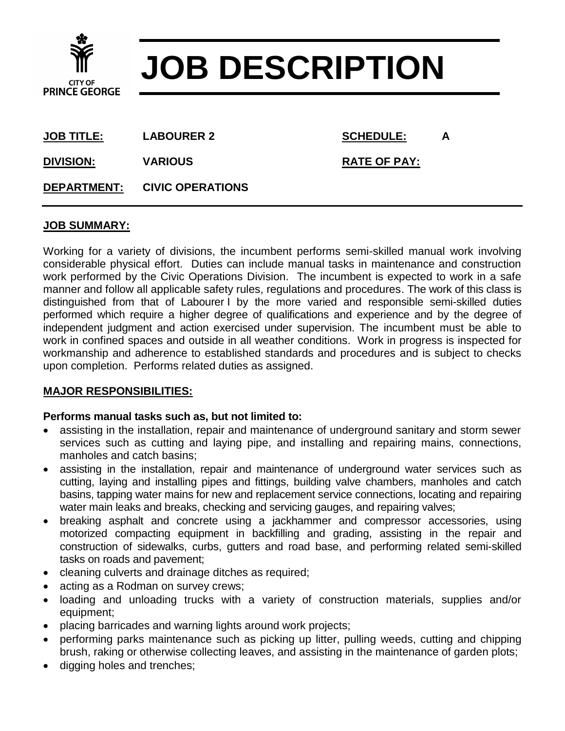CITY OF PRINCE GEORGE

# JOB DESCRIPTION

**JOB TITLE:** **LABOURER 2**

**SCHEDULE:** **A**

**DIVISION:** **VARIOUS**

**RATE OF PAY:**

**DEPARTMENT:** **CIVIC OPERATIONS**

## JOB SUMMARY:

Working for a variety of divisions, the incumbent performs semi-skilled manual work involving considerable physical effort. Duties can include manual tasks in maintenance and construction work performed by the Civic Operations Division. The incumbent is expected to work in a safe manner and follow all applicable safety rules, regulations and procedures. The work of this class is distinguished from that of Labourer I by the more varied and responsible semi-skilled duties performed which require a higher degree of qualifications and experience and by the degree of independent judgment and action exercised under supervision. The incumbent must be able to work in confined spaces and outside in all weather conditions. Work in progress is inspected for workmanship and adherence to established standards and procedures and is subject to checks upon completion. Performs related duties as assigned.

## MAJOR RESPONSIBILITIES:

**Performs manual tasks such as, but not limited to:**

- assisting in the installation, repair and maintenance of underground sanitary and storm sewer services such as cutting and laying pipe, and installing and repairing mains, connections, manholes and catch basins;
- assisting in the installation, repair and maintenance of underground water services such as cutting, laying and installing pipes and fittings, building valve chambers, manholes and catch basins, tapping water mains for new and replacement service connections, locating and repairing water main leaks and breaks, checking and servicing gauges, and repairing valves;
- breaking asphalt and concrete using a jackhammer and compressor accessories, using motorized compacting equipment in backfilling and grading, assisting in the repair and construction of sidewalks, curbs, gutters and road base, and performing related semi-skilled tasks on roads and pavement;
- cleaning culverts and drainage ditches as required;
- acting as a Rodman on survey crews;
- loading and unloading trucks with a variety of construction materials, supplies and/or equipment;
- placing barricades and warning lights around work projects;
- performing parks maintenance such as picking up litter, pulling weeds, cutting and chipping brush, raking or otherwise collecting leaves, and assisting in the maintenance of garden plots;
- digging holes and trenches;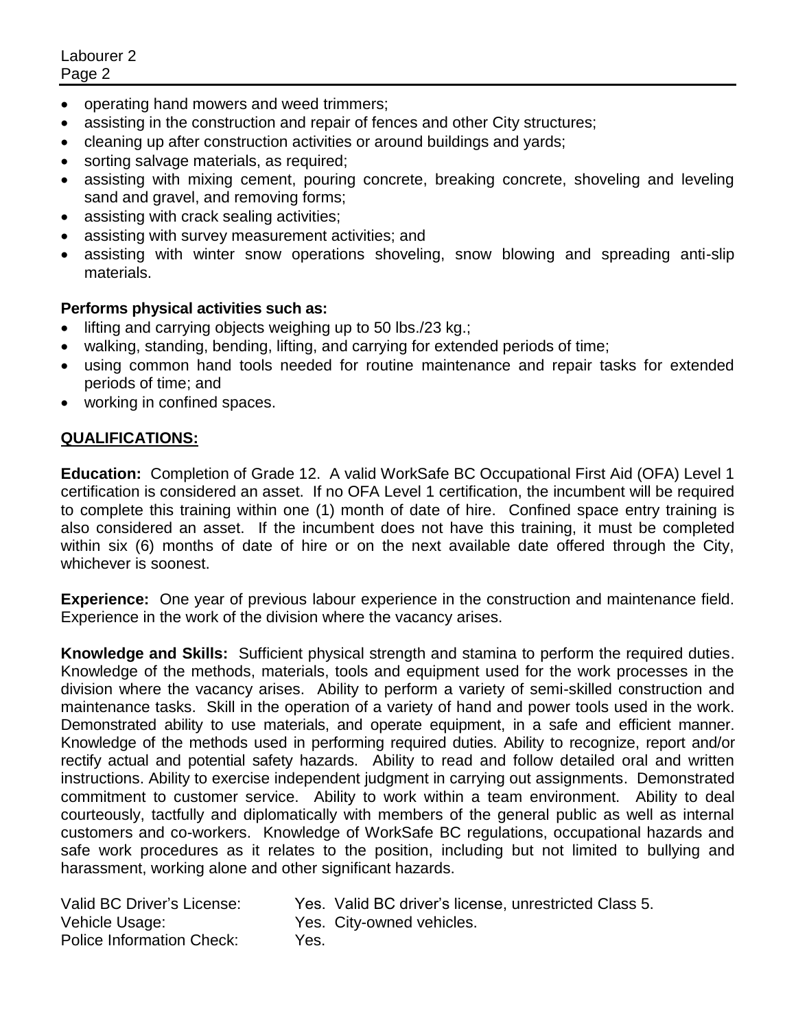- operating hand mowers and weed trimmers;
- assisting in the construction and repair of fences and other City structures;
- cleaning up after construction activities or around buildings and yards;
- sorting salvage materials, as required;
- assisting with mixing cement, pouring concrete, breaking concrete, shoveling and leveling sand and gravel, and removing forms;
- assisting with crack sealing activities;
- assisting with survey measurement activities; and
- assisting with winter snow operations shoveling, snow blowing and spreading anti-slip materials.

**Performs physical activities such as:**

- lifting and carrying objects weighing up to 50 lbs./23 kg.;
- walking, standing, bending, lifting, and carrying for extended periods of time;
- using common hand tools needed for routine maintenance and repair tasks for extended periods of time; and
- working in confined spaces.

## QUALIFICATIONS:

**Education:** Completion of Grade 12. A valid WorkSafe BC Occupational First Aid (OFA) Level 1 certification is considered an asset. If no OFA Level 1 certification, the incumbent will be required to complete this training within one (1) month of date of hire. Confined space entry training is also considered an asset. If the incumbent does not have this training, it must be completed within six (6) months of date of hire or on the next available date offered through the City, whichever is soonest.

**Experience:** One year of previous labour experience in the construction and maintenance field. Experience in the work of the division where the vacancy arises.

**Knowledge and Skills:** Sufficient physical strength and stamina to perform the required duties. Knowledge of the methods, materials, tools and equipment used for the work processes in the division where the vacancy arises. Ability to perform a variety of semi-skilled construction and maintenance tasks. Skill in the operation of a variety of hand and power tools used in the work. Demonstrated ability to use materials, and operate equipment, in a safe and efficient manner. Knowledge of the methods used in performing required duties. Ability to recognize, report and/or rectify actual and potential safety hazards. Ability to read and follow detailed oral and written instructions. Ability to exercise independent judgment in carrying out assignments. Demonstrated commitment to customer service. Ability to work within a team environment. Ability to deal courteously, tactfully and diplomatically with members of the general public as well as internal customers and co-workers. Knowledge of WorkSafe BC regulations, occupational hazards and safe work procedures as it relates to the position, including but not limited to bullying and harassment, working alone and other significant hazards.

| | |
|---|---|
| Valid BC Driver's License: | Yes. Valid BC driver's license, unrestricted Class 5. |
| Vehicle Usage: | Yes. City-owned vehicles. |
| Police Information Check: | Yes. |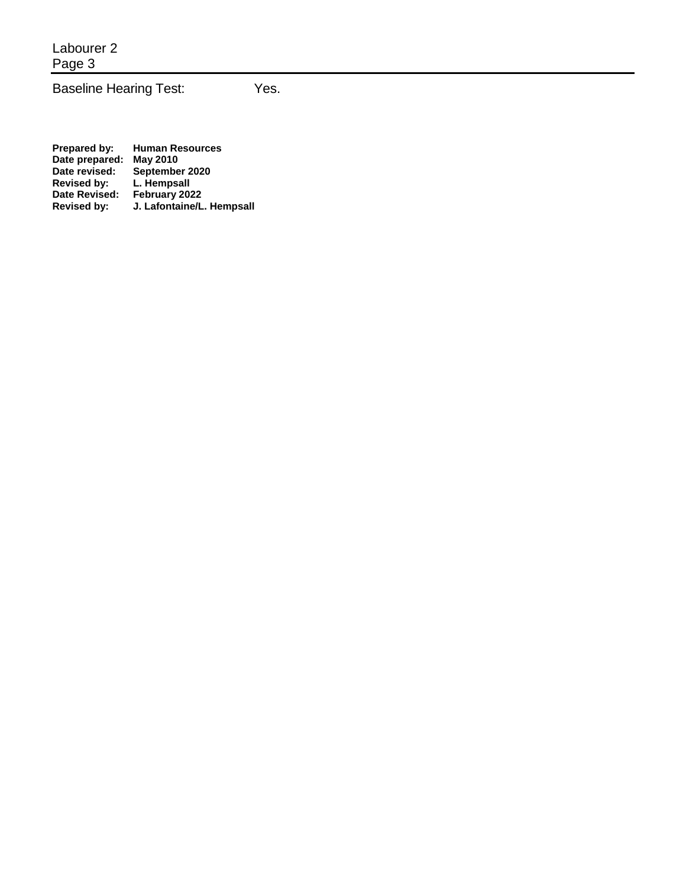Baseline Hearing Test: Yes.

**Prepared by:** **Human Resources**
**Date prepared:** **May 2010**
**Date revised:** **September 2020**
**Revised by:** **L. Hempsall**
**Date Revised:** **February 2022**
**Revised by:** **J. Lafontaine/L. Hempsall**